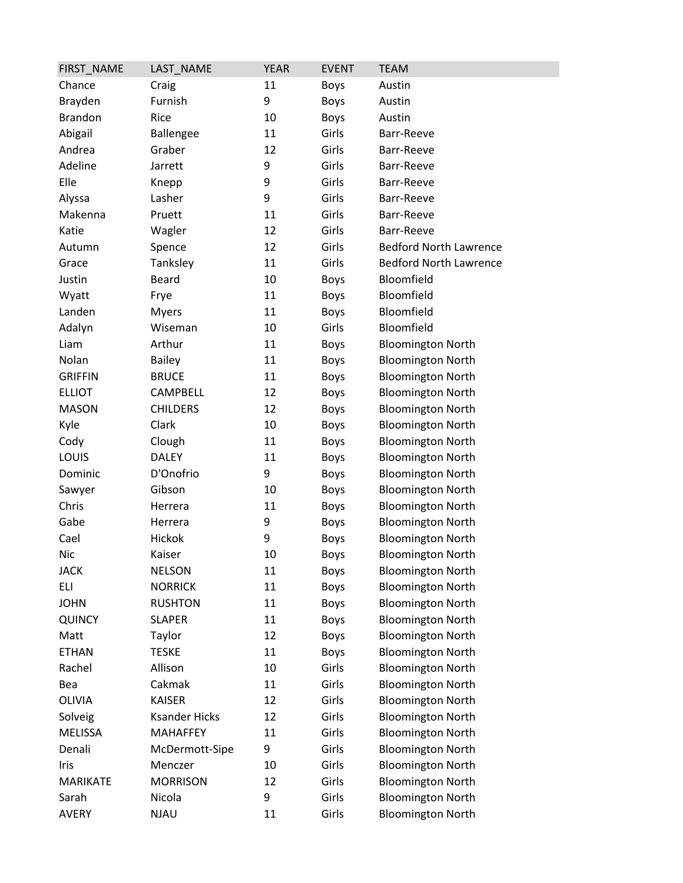| FIRST_NAME | LAST_NAME | YEAR | EVENT | TEAM |
|---|---|---|---|---|
| Chance | Craig | 11 | Boys | Austin |
| Brayden | Furnish | 9 | Boys | Austin |
| Brandon | Rice | 10 | Boys | Austin |
| Abigail | Ballengee | 11 | Girls | Barr-Reeve |
| Andrea | Graber | 12 | Girls | Barr-Reeve |
| Adeline | Jarrett | 9 | Girls | Barr-Reeve |
| Elle | Knepp | 9 | Girls | Barr-Reeve |
| Alyssa | Lasher | 9 | Girls | Barr-Reeve |
| Makenna | Pruett | 11 | Girls | Barr-Reeve |
| Katie | Wagler | 12 | Girls | Barr-Reeve |
| Autumn | Spence | 12 | Girls | Bedford North Lawrence |
| Grace | Tanksley | 11 | Girls | Bedford North Lawrence |
| Justin | Beard | 10 | Boys | Bloomfield |
| Wyatt | Frye | 11 | Boys | Bloomfield |
| Landen | Myers | 11 | Boys | Bloomfield |
| Adalyn | Wiseman | 10 | Girls | Bloomfield |
| Liam | Arthur | 11 | Boys | Bloomington North |
| Nolan | Bailey | 11 | Boys | Bloomington North |
| GRIFFIN | BRUCE | 11 | Boys | Bloomington North |
| ELLIOT | CAMPBELL | 12 | Boys | Bloomington North |
| MASON | CHILDERS | 12 | Boys | Bloomington North |
| Kyle | Clark | 10 | Boys | Bloomington North |
| Cody | Clough | 11 | Boys | Bloomington North |
| LOUIS | DALEY | 11 | Boys | Bloomington North |
| Dominic | D'Onofrio | 9 | Boys | Bloomington North |
| Sawyer | Gibson | 10 | Boys | Bloomington North |
| Chris | Herrera | 11 | Boys | Bloomington North |
| Gabe | Herrera | 9 | Boys | Bloomington North |
| Cael | Hickok | 9 | Boys | Bloomington North |
| Nic | Kaiser | 10 | Boys | Bloomington North |
| JACK | NELSON | 11 | Boys | Bloomington North |
| ELI | NORRICK | 11 | Boys | Bloomington North |
| JOHN | RUSHTON | 11 | Boys | Bloomington North |
| QUINCY | SLAPER | 11 | Boys | Bloomington North |
| Matt | Taylor | 12 | Boys | Bloomington North |
| ETHAN | TESKE | 11 | Boys | Bloomington North |
| Rachel | Allison | 10 | Girls | Bloomington North |
| Bea | Cakmak | 11 | Girls | Bloomington North |
| OLIVIA | KAISER | 12 | Girls | Bloomington North |
| Solveig | Ksander Hicks | 12 | Girls | Bloomington North |
| MELISSA | MAHAFFEY | 11 | Girls | Bloomington North |
| Denali | McDermott-Sipe | 9 | Girls | Bloomington North |
| Iris | Menczer | 10 | Girls | Bloomington North |
| MARIKATE | MORRISON | 12 | Girls | Bloomington North |
| Sarah | Nicola | 9 | Girls | Bloomington North |
| AVERY | NJAU | 11 | Girls | Bloomington North |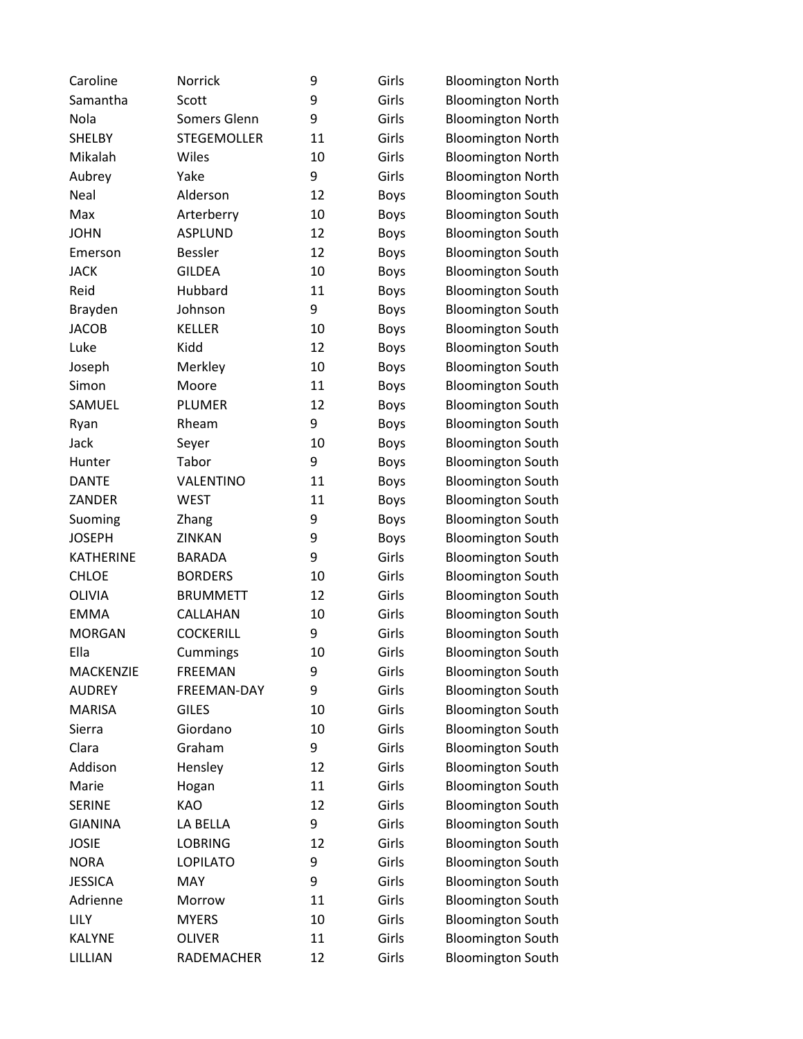| | | | | |
|---|---|---|---|---|
| Caroline | Norrick | 9 | Girls | Bloomington North |
| Samantha | Scott | 9 | Girls | Bloomington North |
| Nola | Somers Glenn | 9 | Girls | Bloomington North |
| SHELBY | STEGEMOLLER | 11 | Girls | Bloomington North |
| Mikalah | Wiles | 10 | Girls | Bloomington North |
| Aubrey | Yake | 9 | Girls | Bloomington North |
| Neal | Alderson | 12 | Boys | Bloomington South |
| Max | Arterberry | 10 | Boys | Bloomington South |
| JOHN | ASPLUND | 12 | Boys | Bloomington South |
| Emerson | Bessler | 12 | Boys | Bloomington South |
| JACK | GILDEA | 10 | Boys | Bloomington South |
| Reid | Hubbard | 11 | Boys | Bloomington South |
| Brayden | Johnson | 9 | Boys | Bloomington South |
| JACOB | KELLER | 10 | Boys | Bloomington South |
| Luke | Kidd | 12 | Boys | Bloomington South |
| Joseph | Merkley | 10 | Boys | Bloomington South |
| Simon | Moore | 11 | Boys | Bloomington South |
| SAMUEL | PLUMER | 12 | Boys | Bloomington South |
| Ryan | Rheam | 9 | Boys | Bloomington South |
| Jack | Seyer | 10 | Boys | Bloomington South |
| Hunter | Tabor | 9 | Boys | Bloomington South |
| DANTE | VALENTINO | 11 | Boys | Bloomington South |
| ZANDER | WEST | 11 | Boys | Bloomington South |
| Suoming | Zhang | 9 | Boys | Bloomington South |
| JOSEPH | ZINKAN | 9 | Boys | Bloomington South |
| KATHERINE | BARADA | 9 | Girls | Bloomington South |
| CHLOE | BORDERS | 10 | Girls | Bloomington South |
| OLIVIA | BRUMMETT | 12 | Girls | Bloomington South |
| EMMA | CALLAHAN | 10 | Girls | Bloomington South |
| MORGAN | COCKERILL | 9 | Girls | Bloomington South |
| Ella | Cummings | 10 | Girls | Bloomington South |
| MACKENZIE | FREEMAN | 9 | Girls | Bloomington South |
| AUDREY | FREEMAN-DAY | 9 | Girls | Bloomington South |
| MARISA | GILES | 10 | Girls | Bloomington South |
| Sierra | Giordano | 10 | Girls | Bloomington South |
| Clara | Graham | 9 | Girls | Bloomington South |
| Addison | Hensley | 12 | Girls | Bloomington South |
| Marie | Hogan | 11 | Girls | Bloomington South |
| SERINE | KAO | 12 | Girls | Bloomington South |
| GIANINA | LA BELLA | 9 | Girls | Bloomington South |
| JOSIE | LOBRING | 12 | Girls | Bloomington South |
| NORA | LOPILATO | 9 | Girls | Bloomington South |
| JESSICA | MAY | 9 | Girls | Bloomington South |
| Adrienne | Morrow | 11 | Girls | Bloomington South |
| LILY | MYERS | 10 | Girls | Bloomington South |
| KALYNE | OLIVER | 11 | Girls | Bloomington South |
| LILLIAN | RADEMACHER | 12 | Girls | Bloomington South |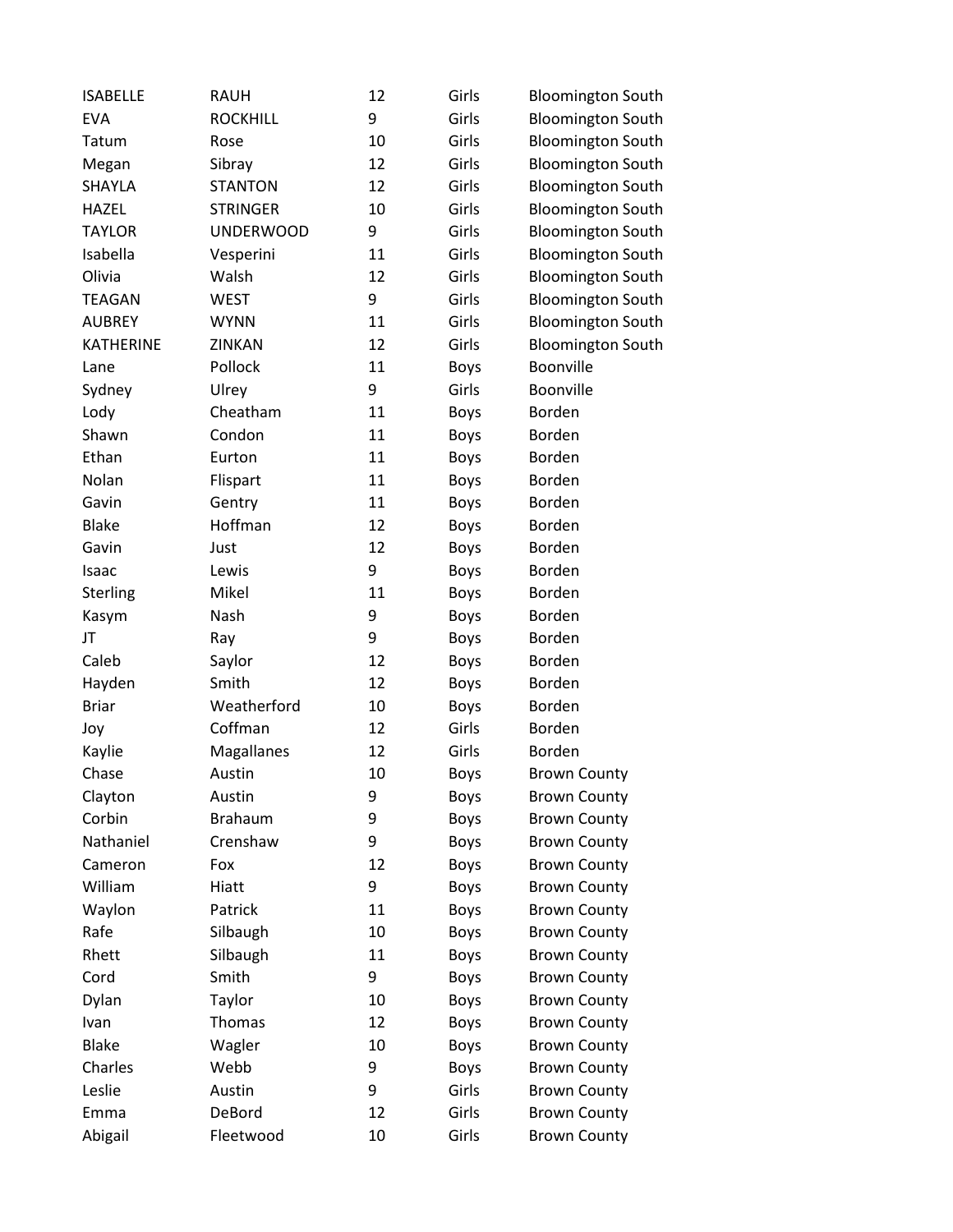| | | | | |
|---|---|---|---|---|
| ISABELLE | RAUH | 12 | Girls | Bloomington South |
| EVA | ROCKHILL | 9 | Girls | Bloomington South |
| Tatum | Rose | 10 | Girls | Bloomington South |
| Megan | Sibray | 12 | Girls | Bloomington South |
| SHAYLA | STANTON | 12 | Girls | Bloomington South |
| HAZEL | STRINGER | 10 | Girls | Bloomington South |
| TAYLOR | UNDERWOOD | 9 | Girls | Bloomington South |
| Isabella | Vesperini | 11 | Girls | Bloomington South |
| Olivia | Walsh | 12 | Girls | Bloomington South |
| TEAGAN | WEST | 9 | Girls | Bloomington South |
| AUBREY | WYNN | 11 | Girls | Bloomington South |
| KATHERINE | ZINKAN | 12 | Girls | Bloomington South |
| Lane | Pollock | 11 | Boys | Boonville |
| Sydney | Ulrey | 9 | Girls | Boonville |
| Lody | Cheatham | 11 | Boys | Borden |
| Shawn | Condon | 11 | Boys | Borden |
| Ethan | Eurton | 11 | Boys | Borden |
| Nolan | Flispart | 11 | Boys | Borden |
| Gavin | Gentry | 11 | Boys | Borden |
| Blake | Hoffman | 12 | Boys | Borden |
| Gavin | Just | 12 | Boys | Borden |
| Isaac | Lewis | 9 | Boys | Borden |
| Sterling | Mikel | 11 | Boys | Borden |
| Kasym | Nash | 9 | Boys | Borden |
| JT | Ray | 9 | Boys | Borden |
| Caleb | Saylor | 12 | Boys | Borden |
| Hayden | Smith | 12 | Boys | Borden |
| Briar | Weatherford | 10 | Boys | Borden |
| Joy | Coffman | 12 | Girls | Borden |
| Kaylie | Magallanes | 12 | Girls | Borden |
| Chase | Austin | 10 | Boys | Brown County |
| Clayton | Austin | 9 | Boys | Brown County |
| Corbin | Brahaum | 9 | Boys | Brown County |
| Nathaniel | Crenshaw | 9 | Boys | Brown County |
| Cameron | Fox | 12 | Boys | Brown County |
| William | Hiatt | 9 | Boys | Brown County |
| Waylon | Patrick | 11 | Boys | Brown County |
| Rafe | Silbaugh | 10 | Boys | Brown County |
| Rhett | Silbaugh | 11 | Boys | Brown County |
| Cord | Smith | 9 | Boys | Brown County |
| Dylan | Taylor | 10 | Boys | Brown County |
| Ivan | Thomas | 12 | Boys | Brown County |
| Blake | Wagler | 10 | Boys | Brown County |
| Charles | Webb | 9 | Boys | Brown County |
| Leslie | Austin | 9 | Girls | Brown County |
| Emma | DeBord | 12 | Girls | Brown County |
| Abigail | Fleetwood | 10 | Girls | Brown County |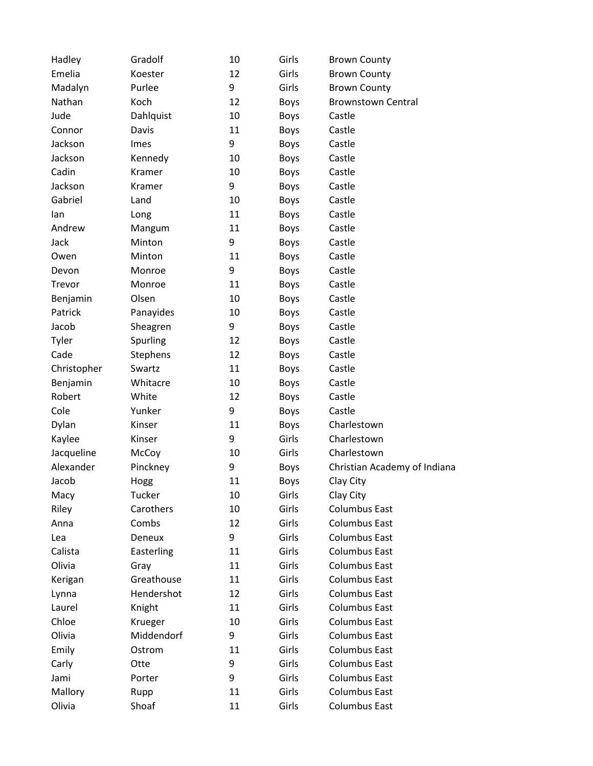| | | | | |
|---|---|---|---|---|
| Hadley | Gradolf | 10 | Girls | Brown County |
| Emelia | Koester | 12 | Girls | Brown County |
| Madalyn | Purlee | 9 | Girls | Brown County |
| Nathan | Koch | 12 | Boys | Brownstown Central |
| Jude | Dahlquist | 10 | Boys | Castle |
| Connor | Davis | 11 | Boys | Castle |
| Jackson | Imes | 9 | Boys | Castle |
| Jackson | Kennedy | 10 | Boys | Castle |
| Cadin | Kramer | 10 | Boys | Castle |
| Jackson | Kramer | 9 | Boys | Castle |
| Gabriel | Land | 10 | Boys | Castle |
| Ian | Long | 11 | Boys | Castle |
| Andrew | Mangum | 11 | Boys | Castle |
| Jack | Minton | 9 | Boys | Castle |
| Owen | Minton | 11 | Boys | Castle |
| Devon | Monroe | 9 | Boys | Castle |
| Trevor | Monroe | 11 | Boys | Castle |
| Benjamin | Olsen | 10 | Boys | Castle |
| Patrick | Panayides | 10 | Boys | Castle |
| Jacob | Sheagren | 9 | Boys | Castle |
| Tyler | Spurling | 12 | Boys | Castle |
| Cade | Stephens | 12 | Boys | Castle |
| Christopher | Swartz | 11 | Boys | Castle |
| Benjamin | Whitacre | 10 | Boys | Castle |
| Robert | White | 12 | Boys | Castle |
| Cole | Yunker | 9 | Boys | Castle |
| Dylan | Kinser | 11 | Boys | Charlestown |
| Kaylee | Kinser | 9 | Girls | Charlestown |
| Jacqueline | McCoy | 10 | Girls | Charlestown |
| Alexander | Pinckney | 9 | Boys | Christian Academy of Indiana |
| Jacob | Hogg | 11 | Boys | Clay City |
| Macy | Tucker | 10 | Girls | Clay City |
| Riley | Carothers | 10 | Girls | Columbus East |
| Anna | Combs | 12 | Girls | Columbus East |
| Lea | Deneux | 9 | Girls | Columbus East |
| Calista | Easterling | 11 | Girls | Columbus East |
| Olivia | Gray | 11 | Girls | Columbus East |
| Kerigan | Greathouse | 11 | Girls | Columbus East |
| Lynna | Hendershot | 12 | Girls | Columbus East |
| Laurel | Knight | 11 | Girls | Columbus East |
| Chloe | Krueger | 10 | Girls | Columbus East |
| Olivia | Middendorf | 9 | Girls | Columbus East |
| Emily | Ostrom | 11 | Girls | Columbus East |
| Carly | Otte | 9 | Girls | Columbus East |
| Jami | Porter | 9 | Girls | Columbus East |
| Mallory | Rupp | 11 | Girls | Columbus East |
| Olivia | Shoaf | 11 | Girls | Columbus East |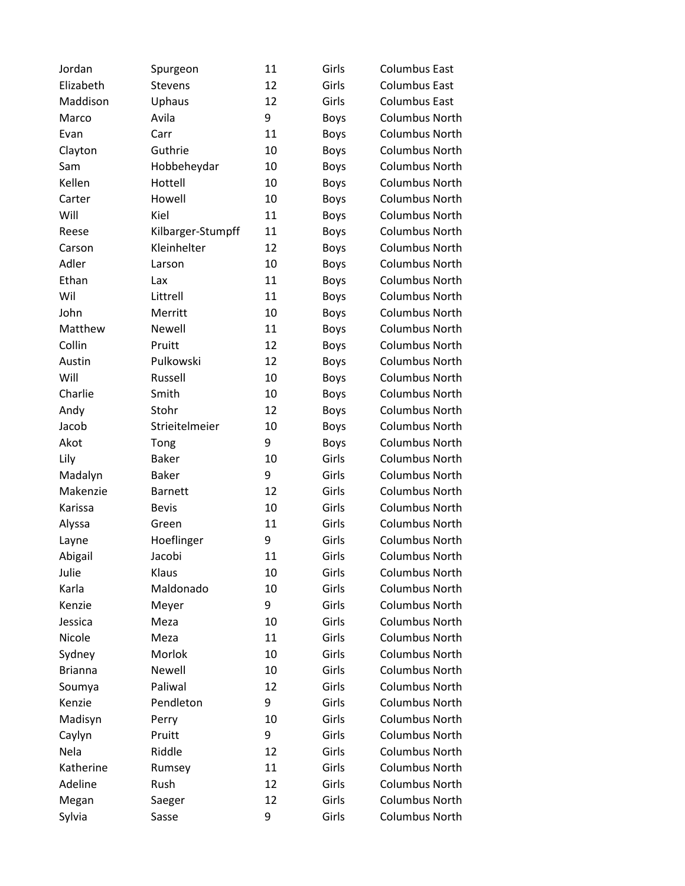| | | | | |
|---|---|---|---|---|
| Jordan | Spurgeon | 11 | Girls | Columbus East |
| Elizabeth | Stevens | 12 | Girls | Columbus East |
| Maddison | Uphaus | 12 | Girls | Columbus East |
| Marco | Avila | 9 | Boys | Columbus North |
| Evan | Carr | 11 | Boys | Columbus North |
| Clayton | Guthrie | 10 | Boys | Columbus North |
| Sam | Hobbeheydar | 10 | Boys | Columbus North |
| Kellen | Hottell | 10 | Boys | Columbus North |
| Carter | Howell | 10 | Boys | Columbus North |
| Will | Kiel | 11 | Boys | Columbus North |
| Reese | Kilbarger-Stumpff | 11 | Boys | Columbus North |
| Carson | Kleinhelter | 12 | Boys | Columbus North |
| Adler | Larson | 10 | Boys | Columbus North |
| Ethan | Lax | 11 | Boys | Columbus North |
| Wil | Littrell | 11 | Boys | Columbus North |
| John | Merritt | 10 | Boys | Columbus North |
| Matthew | Newell | 11 | Boys | Columbus North |
| Collin | Pruitt | 12 | Boys | Columbus North |
| Austin | Pulkowski | 12 | Boys | Columbus North |
| Will | Russell | 10 | Boys | Columbus North |
| Charlie | Smith | 10 | Boys | Columbus North |
| Andy | Stohr | 12 | Boys | Columbus North |
| Jacob | Strieitelmeier | 10 | Boys | Columbus North |
| Akot | Tong | 9 | Boys | Columbus North |
| Lily | Baker | 10 | Girls | Columbus North |
| Madalyn | Baker | 9 | Girls | Columbus North |
| Makenzie | Barnett | 12 | Girls | Columbus North |
| Karissa | Bevis | 10 | Girls | Columbus North |
| Alyssa | Green | 11 | Girls | Columbus North |
| Layne | Hoeflinger | 9 | Girls | Columbus North |
| Abigail | Jacobi | 11 | Girls | Columbus North |
| Julie | Klaus | 10 | Girls | Columbus North |
| Karla | Maldonado | 10 | Girls | Columbus North |
| Kenzie | Meyer | 9 | Girls | Columbus North |
| Jessica | Meza | 10 | Girls | Columbus North |
| Nicole | Meza | 11 | Girls | Columbus North |
| Sydney | Morlok | 10 | Girls | Columbus North |
| Brianna | Newell | 10 | Girls | Columbus North |
| Soumya | Paliwal | 12 | Girls | Columbus North |
| Kenzie | Pendleton | 9 | Girls | Columbus North |
| Madisyn | Perry | 10 | Girls | Columbus North |
| Caylyn | Pruitt | 9 | Girls | Columbus North |
| Nela | Riddle | 12 | Girls | Columbus North |
| Katherine | Rumsey | 11 | Girls | Columbus North |
| Adeline | Rush | 12 | Girls | Columbus North |
| Megan | Saeger | 12 | Girls | Columbus North |
| Sylvia | Sasse | 9 | Girls | Columbus North |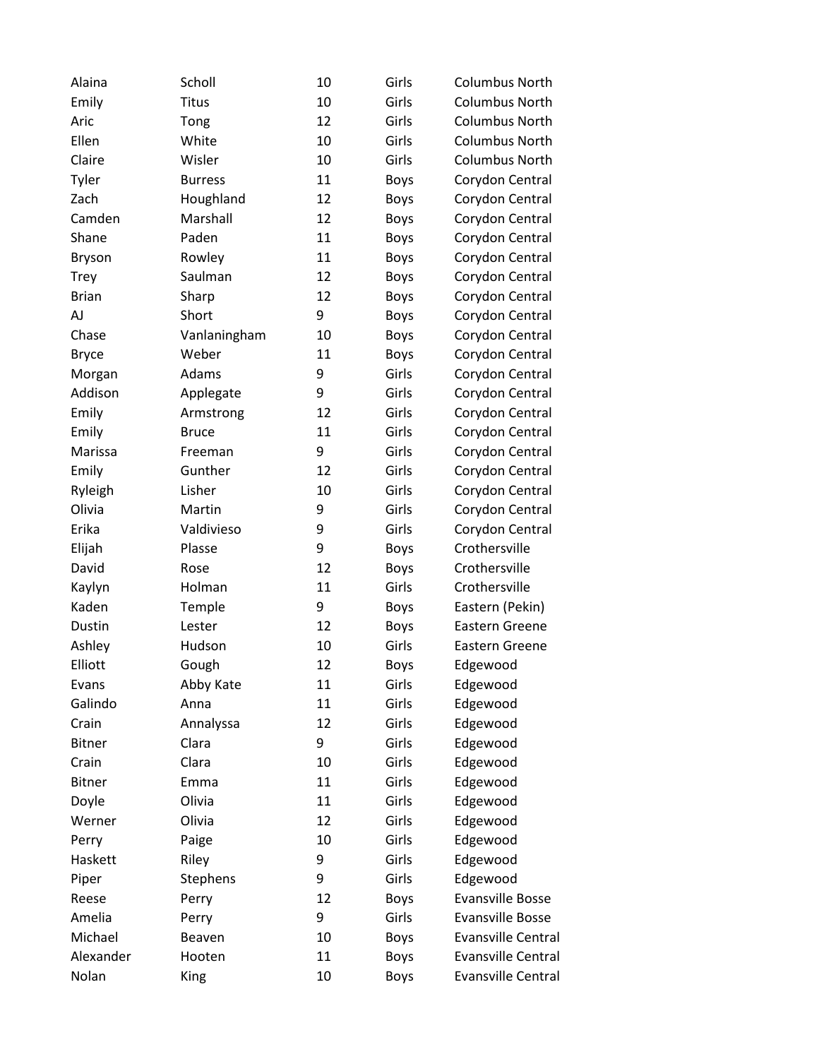| | | | | |
|---|---|---|---|---|
| Alaina | Scholl | 10 | Girls | Columbus North |
| Emily | Titus | 10 | Girls | Columbus North |
| Aric | Tong | 12 | Girls | Columbus North |
| Ellen | White | 10 | Girls | Columbus North |
| Claire | Wisler | 10 | Girls | Columbus North |
| Tyler | Burress | 11 | Boys | Corydon Central |
| Zach | Houghland | 12 | Boys | Corydon Central |
| Camden | Marshall | 12 | Boys | Corydon Central |
| Shane | Paden | 11 | Boys | Corydon Central |
| Bryson | Rowley | 11 | Boys | Corydon Central |
| Trey | Saulman | 12 | Boys | Corydon Central |
| Brian | Sharp | 12 | Boys | Corydon Central |
| AJ | Short | 9 | Boys | Corydon Central |
| Chase | Vanlaningham | 10 | Boys | Corydon Central |
| Bryce | Weber | 11 | Boys | Corydon Central |
| Morgan | Adams | 9 | Girls | Corydon Central |
| Addison | Applegate | 9 | Girls | Corydon Central |
| Emily | Armstrong | 12 | Girls | Corydon Central |
| Emily | Bruce | 11 | Girls | Corydon Central |
| Marissa | Freeman | 9 | Girls | Corydon Central |
| Emily | Gunther | 12 | Girls | Corydon Central |
| Ryleigh | Lisher | 10 | Girls | Corydon Central |
| Olivia | Martin | 9 | Girls | Corydon Central |
| Erika | Valdivieso | 9 | Girls | Corydon Central |
| Elijah | Plasse | 9 | Boys | Crothersville |
| David | Rose | 12 | Boys | Crothersville |
| Kaylyn | Holman | 11 | Girls | Crothersville |
| Kaden | Temple | 9 | Boys | Eastern (Pekin) |
| Dustin | Lester | 12 | Boys | Eastern Greene |
| Ashley | Hudson | 10 | Girls | Eastern Greene |
| Elliott | Gough | 12 | Boys | Edgewood |
| Evans | Abby Kate | 11 | Girls | Edgewood |
| Galindo | Anna | 11 | Girls | Edgewood |
| Crain | Annalyssa | 12 | Girls | Edgewood |
| Bitner | Clara | 9 | Girls | Edgewood |
| Crain | Clara | 10 | Girls | Edgewood |
| Bitner | Emma | 11 | Girls | Edgewood |
| Doyle | Olivia | 11 | Girls | Edgewood |
| Werner | Olivia | 12 | Girls | Edgewood |
| Perry | Paige | 10 | Girls | Edgewood |
| Haskett | Riley | 9 | Girls | Edgewood |
| Piper | Stephens | 9 | Girls | Edgewood |
| Reese | Perry | 12 | Boys | Evansville Bosse |
| Amelia | Perry | 9 | Girls | Evansville Bosse |
| Michael | Beaven | 10 | Boys | Evansville Central |
| Alexander | Hooten | 11 | Boys | Evansville Central |
| Nolan | King | 10 | Boys | Evansville Central |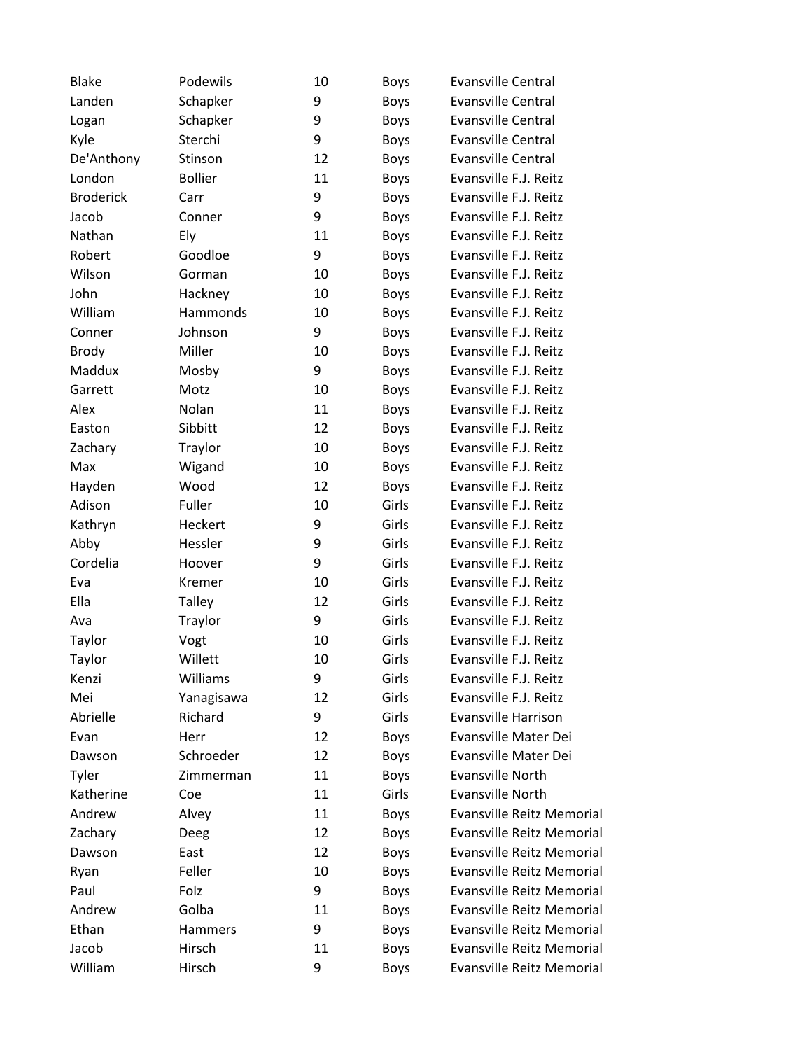| | | | | |
|---|---|---|---|---|
| Blake | Podewils | 10 | Boys | Evansville Central |
| Landen | Schapker | 9 | Boys | Evansville Central |
| Logan | Schapker | 9 | Boys | Evansville Central |
| Kyle | Sterchi | 9 | Boys | Evansville Central |
| De'Anthony | Stinson | 12 | Boys | Evansville Central |
| London | Bollier | 11 | Boys | Evansville F.J. Reitz |
| Broderick | Carr | 9 | Boys | Evansville F.J. Reitz |
| Jacob | Conner | 9 | Boys | Evansville F.J. Reitz |
| Nathan | Ely | 11 | Boys | Evansville F.J. Reitz |
| Robert | Goodloe | 9 | Boys | Evansville F.J. Reitz |
| Wilson | Gorman | 10 | Boys | Evansville F.J. Reitz |
| John | Hackney | 10 | Boys | Evansville F.J. Reitz |
| William | Hammonds | 10 | Boys | Evansville F.J. Reitz |
| Conner | Johnson | 9 | Boys | Evansville F.J. Reitz |
| Brody | Miller | 10 | Boys | Evansville F.J. Reitz |
| Maddux | Mosby | 9 | Boys | Evansville F.J. Reitz |
| Garrett | Motz | 10 | Boys | Evansville F.J. Reitz |
| Alex | Nolan | 11 | Boys | Evansville F.J. Reitz |
| Easton | Sibbitt | 12 | Boys | Evansville F.J. Reitz |
| Zachary | Traylor | 10 | Boys | Evansville F.J. Reitz |
| Max | Wigand | 10 | Boys | Evansville F.J. Reitz |
| Hayden | Wood | 12 | Boys | Evansville F.J. Reitz |
| Adison | Fuller | 10 | Girls | Evansville F.J. Reitz |
| Kathryn | Heckert | 9 | Girls | Evansville F.J. Reitz |
| Abby | Hessler | 9 | Girls | Evansville F.J. Reitz |
| Cordelia | Hoover | 9 | Girls | Evansville F.J. Reitz |
| Eva | Kremer | 10 | Girls | Evansville F.J. Reitz |
| Ella | Talley | 12 | Girls | Evansville F.J. Reitz |
| Ava | Traylor | 9 | Girls | Evansville F.J. Reitz |
| Taylor | Vogt | 10 | Girls | Evansville F.J. Reitz |
| Taylor | Willett | 10 | Girls | Evansville F.J. Reitz |
| Kenzi | Williams | 9 | Girls | Evansville F.J. Reitz |
| Mei | Yanagisawa | 12 | Girls | Evansville F.J. Reitz |
| Abrielle | Richard | 9 | Girls | Evansville Harrison |
| Evan | Herr | 12 | Boys | Evansville Mater Dei |
| Dawson | Schroeder | 12 | Boys | Evansville Mater Dei |
| Tyler | Zimmerman | 11 | Boys | Evansville North |
| Katherine | Coe | 11 | Girls | Evansville North |
| Andrew | Alvey | 11 | Boys | Evansville Reitz Memorial |
| Zachary | Deeg | 12 | Boys | Evansville Reitz Memorial |
| Dawson | East | 12 | Boys | Evansville Reitz Memorial |
| Ryan | Feller | 10 | Boys | Evansville Reitz Memorial |
| Paul | Folz | 9 | Boys | Evansville Reitz Memorial |
| Andrew | Golba | 11 | Boys | Evansville Reitz Memorial |
| Ethan | Hammers | 9 | Boys | Evansville Reitz Memorial |
| Jacob | Hirsch | 11 | Boys | Evansville Reitz Memorial |
| William | Hirsch | 9 | Boys | Evansville Reitz Memorial |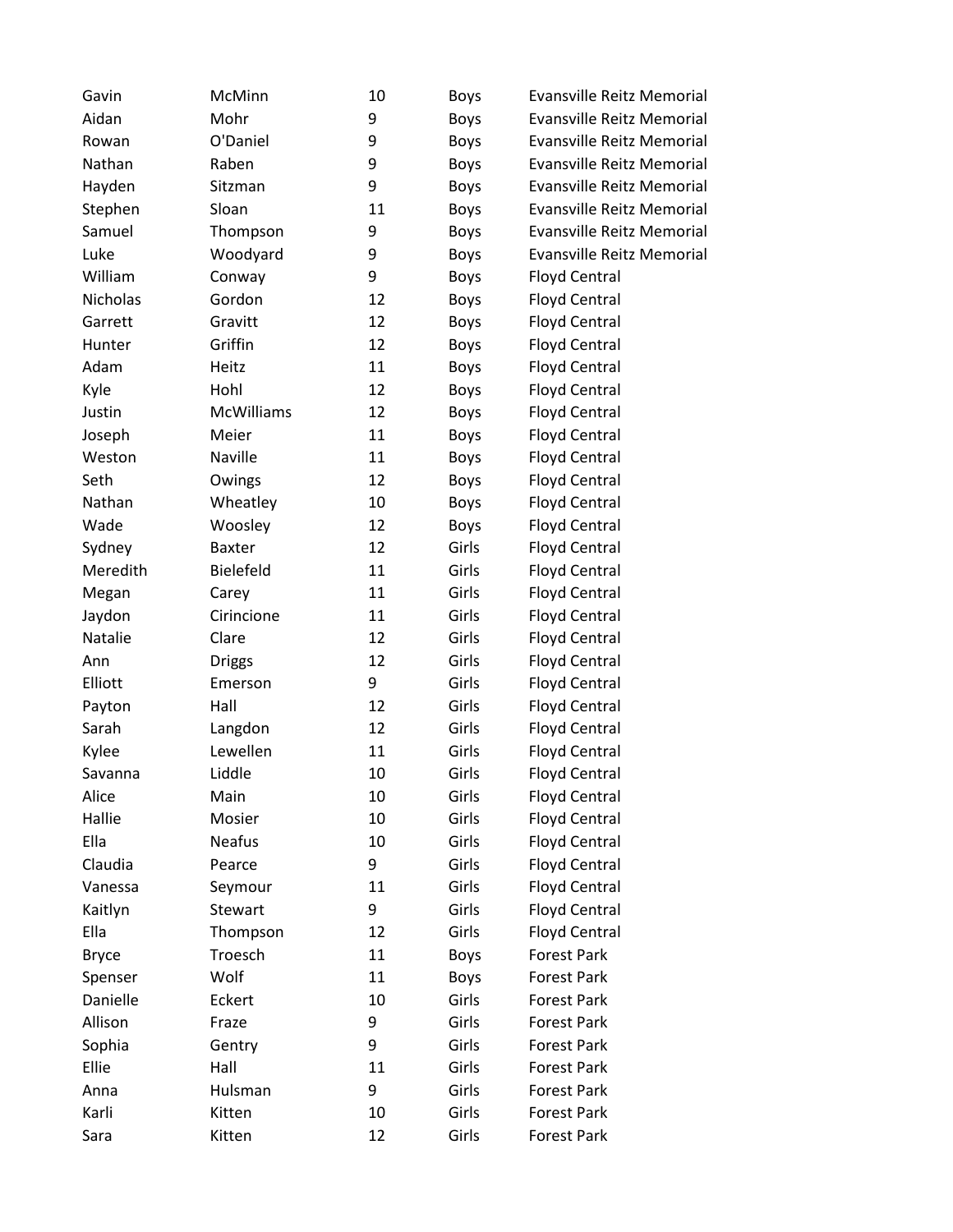| | | | | |
|---|---|---|---|---|
| Gavin | McMinn | 10 | Boys | Evansville Reitz Memorial |
| Aidan | Mohr | 9 | Boys | Evansville Reitz Memorial |
| Rowan | O'Daniel | 9 | Boys | Evansville Reitz Memorial |
| Nathan | Raben | 9 | Boys | Evansville Reitz Memorial |
| Hayden | Sitzman | 9 | Boys | Evansville Reitz Memorial |
| Stephen | Sloan | 11 | Boys | Evansville Reitz Memorial |
| Samuel | Thompson | 9 | Boys | Evansville Reitz Memorial |
| Luke | Woodyard | 9 | Boys | Evansville Reitz Memorial |
| William | Conway | 9 | Boys | Floyd Central |
| Nicholas | Gordon | 12 | Boys | Floyd Central |
| Garrett | Gravitt | 12 | Boys | Floyd Central |
| Hunter | Griffin | 12 | Boys | Floyd Central |
| Adam | Heitz | 11 | Boys | Floyd Central |
| Kyle | Hohl | 12 | Boys | Floyd Central |
| Justin | McWilliams | 12 | Boys | Floyd Central |
| Joseph | Meier | 11 | Boys | Floyd Central |
| Weston | Naville | 11 | Boys | Floyd Central |
| Seth | Owings | 12 | Boys | Floyd Central |
| Nathan | Wheatley | 10 | Boys | Floyd Central |
| Wade | Woosley | 12 | Boys | Floyd Central |
| Sydney | Baxter | 12 | Girls | Floyd Central |
| Meredith | Bielefeld | 11 | Girls | Floyd Central |
| Megan | Carey | 11 | Girls | Floyd Central |
| Jaydon | Cirincione | 11 | Girls | Floyd Central |
| Natalie | Clare | 12 | Girls | Floyd Central |
| Ann | Driggs | 12 | Girls | Floyd Central |
| Elliott | Emerson | 9 | Girls | Floyd Central |
| Payton | Hall | 12 | Girls | Floyd Central |
| Sarah | Langdon | 12 | Girls | Floyd Central |
| Kylee | Lewellen | 11 | Girls | Floyd Central |
| Savanna | Liddle | 10 | Girls | Floyd Central |
| Alice | Main | 10 | Girls | Floyd Central |
| Hallie | Mosier | 10 | Girls | Floyd Central |
| Ella | Neafus | 10 | Girls | Floyd Central |
| Claudia | Pearce | 9 | Girls | Floyd Central |
| Vanessa | Seymour | 11 | Girls | Floyd Central |
| Kaitlyn | Stewart | 9 | Girls | Floyd Central |
| Ella | Thompson | 12 | Girls | Floyd Central |
| Bryce | Troesch | 11 | Boys | Forest Park |
| Spenser | Wolf | 11 | Boys | Forest Park |
| Danielle | Eckert | 10 | Girls | Forest Park |
| Allison | Fraze | 9 | Girls | Forest Park |
| Sophia | Gentry | 9 | Girls | Forest Park |
| Ellie | Hall | 11 | Girls | Forest Park |
| Anna | Hulsman | 9 | Girls | Forest Park |
| Karli | Kitten | 10 | Girls | Forest Park |
| Sara | Kitten | 12 | Girls | Forest Park |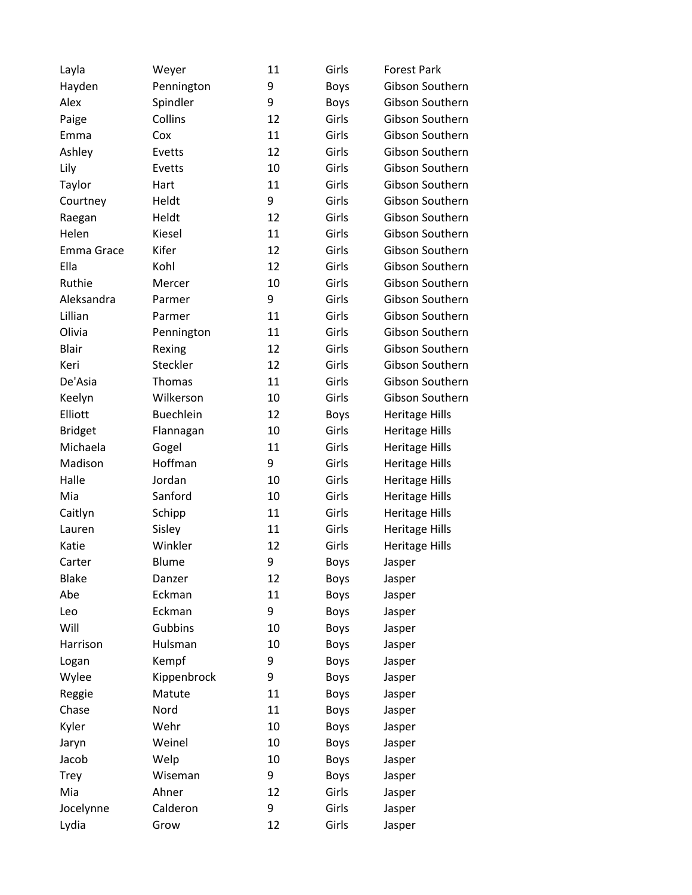| | | | | |
|---|---|---|---|---|
| Layla | Weyer | 11 | Girls | Forest Park |
| Hayden | Pennington | 9 | Boys | Gibson Southern |
| Alex | Spindler | 9 | Boys | Gibson Southern |
| Paige | Collins | 12 | Girls | Gibson Southern |
| Emma | Cox | 11 | Girls | Gibson Southern |
| Ashley | Evetts | 12 | Girls | Gibson Southern |
| Lily | Evetts | 10 | Girls | Gibson Southern |
| Taylor | Hart | 11 | Girls | Gibson Southern |
| Courtney | Heldt | 9 | Girls | Gibson Southern |
| Raegan | Heldt | 12 | Girls | Gibson Southern |
| Helen | Kiesel | 11 | Girls | Gibson Southern |
| Emma Grace | Kifer | 12 | Girls | Gibson Southern |
| Ella | Kohl | 12 | Girls | Gibson Southern |
| Ruthie | Mercer | 10 | Girls | Gibson Southern |
| Aleksandra | Parmer | 9 | Girls | Gibson Southern |
| Lillian | Parmer | 11 | Girls | Gibson Southern |
| Olivia | Pennington | 11 | Girls | Gibson Southern |
| Blair | Rexing | 12 | Girls | Gibson Southern |
| Keri | Steckler | 12 | Girls | Gibson Southern |
| De'Asia | Thomas | 11 | Girls | Gibson Southern |
| Keelyn | Wilkerson | 10 | Girls | Gibson Southern |
| Elliott | Buechlein | 12 | Boys | Heritage Hills |
| Bridget | Flannagan | 10 | Girls | Heritage Hills |
| Michaela | Gogel | 11 | Girls | Heritage Hills |
| Madison | Hoffman | 9 | Girls | Heritage Hills |
| Halle | Jordan | 10 | Girls | Heritage Hills |
| Mia | Sanford | 10 | Girls | Heritage Hills |
| Caitlyn | Schipp | 11 | Girls | Heritage Hills |
| Lauren | Sisley | 11 | Girls | Heritage Hills |
| Katie | Winkler | 12 | Girls | Heritage Hills |
| Carter | Blume | 9 | Boys | Jasper |
| Blake | Danzer | 12 | Boys | Jasper |
| Abe | Eckman | 11 | Boys | Jasper |
| Leo | Eckman | 9 | Boys | Jasper |
| Will | Gubbins | 10 | Boys | Jasper |
| Harrison | Hulsman | 10 | Boys | Jasper |
| Logan | Kempf | 9 | Boys | Jasper |
| Wylee | Kippenbrock | 9 | Boys | Jasper |
| Reggie | Matute | 11 | Boys | Jasper |
| Chase | Nord | 11 | Boys | Jasper |
| Kyler | Wehr | 10 | Boys | Jasper |
| Jaryn | Weinel | 10 | Boys | Jasper |
| Jacob | Welp | 10 | Boys | Jasper |
| Trey | Wiseman | 9 | Boys | Jasper |
| Mia | Ahner | 12 | Girls | Jasper |
| Jocelynne | Calderon | 9 | Girls | Jasper |
| Lydia | Grow | 12 | Girls | Jasper |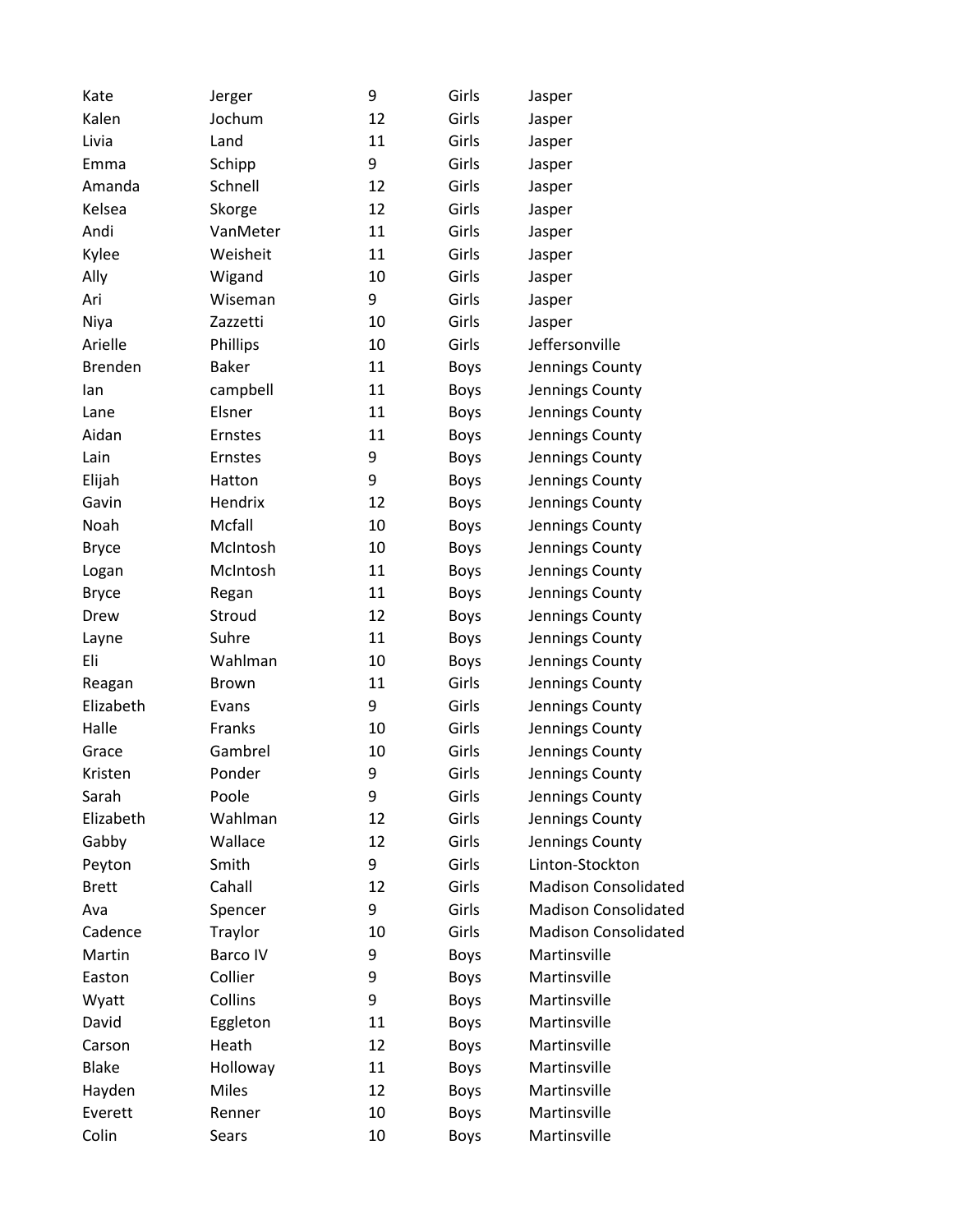| | | | | |
|---|---|---|---|---|
| Kate | Jerger | 9 | Girls | Jasper |
| Kalen | Jochum | 12 | Girls | Jasper |
| Livia | Land | 11 | Girls | Jasper |
| Emma | Schipp | 9 | Girls | Jasper |
| Amanda | Schnell | 12 | Girls | Jasper |
| Kelsea | Skorge | 12 | Girls | Jasper |
| Andi | VanMeter | 11 | Girls | Jasper |
| Kylee | Weisheit | 11 | Girls | Jasper |
| Ally | Wigand | 10 | Girls | Jasper |
| Ari | Wiseman | 9 | Girls | Jasper |
| Niya | Zazzetti | 10 | Girls | Jasper |
| Arielle | Phillips | 10 | Girls | Jeffersonville |
| Brenden | Baker | 11 | Boys | Jennings County |
| Ian | campbell | 11 | Boys | Jennings County |
| Lane | Elsner | 11 | Boys | Jennings County |
| Aidan | Ernstes | 11 | Boys | Jennings County |
| Lain | Ernstes | 9 | Boys | Jennings County |
| Elijah | Hatton | 9 | Boys | Jennings County |
| Gavin | Hendrix | 12 | Boys | Jennings County |
| Noah | Mcfall | 10 | Boys | Jennings County |
| Bryce | McIntosh | 10 | Boys | Jennings County |
| Logan | McIntosh | 11 | Boys | Jennings County |
| Bryce | Regan | 11 | Boys | Jennings County |
| Drew | Stroud | 12 | Boys | Jennings County |
| Layne | Suhre | 11 | Boys | Jennings County |
| Eli | Wahlman | 10 | Boys | Jennings County |
| Reagan | Brown | 11 | Girls | Jennings County |
| Elizabeth | Evans | 9 | Girls | Jennings County |
| Halle | Franks | 10 | Girls | Jennings County |
| Grace | Gambrel | 10 | Girls | Jennings County |
| Kristen | Ponder | 9 | Girls | Jennings County |
| Sarah | Poole | 9 | Girls | Jennings County |
| Elizabeth | Wahlman | 12 | Girls | Jennings County |
| Gabby | Wallace | 12 | Girls | Jennings County |
| Peyton | Smith | 9 | Girls | Linton-Stockton |
| Brett | Cahall | 12 | Girls | Madison Consolidated |
| Ava | Spencer | 9 | Girls | Madison Consolidated |
| Cadence | Traylor | 10 | Girls | Madison Consolidated |
| Martin | Barco IV | 9 | Boys | Martinsville |
| Easton | Collier | 9 | Boys | Martinsville |
| Wyatt | Collins | 9 | Boys | Martinsville |
| David | Eggleton | 11 | Boys | Martinsville |
| Carson | Heath | 12 | Boys | Martinsville |
| Blake | Holloway | 11 | Boys | Martinsville |
| Hayden | Miles | 12 | Boys | Martinsville |
| Everett | Renner | 10 | Boys | Martinsville |
| Colin | Sears | 10 | Boys | Martinsville |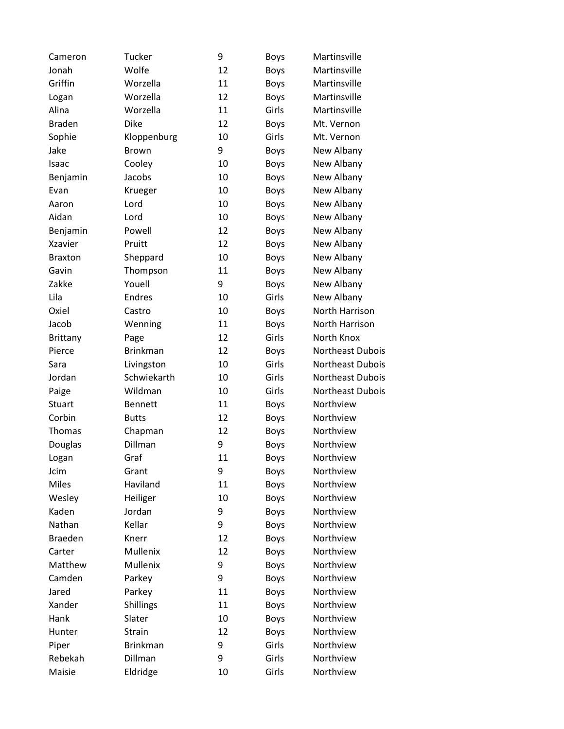| | | | | |
|---|---|---|---|---|
| Cameron | Tucker | 9 | Boys | Martinsville |
| Jonah | Wolfe | 12 | Boys | Martinsville |
| Griffin | Worzella | 11 | Boys | Martinsville |
| Logan | Worzella | 12 | Boys | Martinsville |
| Alina | Worzella | 11 | Girls | Martinsville |
| Braden | Dike | 12 | Boys | Mt. Vernon |
| Sophie | Kloppenburg | 10 | Girls | Mt. Vernon |
| Jake | Brown | 9 | Boys | New Albany |
| Isaac | Cooley | 10 | Boys | New Albany |
| Benjamin | Jacobs | 10 | Boys | New Albany |
| Evan | Krueger | 10 | Boys | New Albany |
| Aaron | Lord | 10 | Boys | New Albany |
| Aidan | Lord | 10 | Boys | New Albany |
| Benjamin | Powell | 12 | Boys | New Albany |
| Xzavier | Pruitt | 12 | Boys | New Albany |
| Braxton | Sheppard | 10 | Boys | New Albany |
| Gavin | Thompson | 11 | Boys | New Albany |
| Zakke | Youell | 9 | Boys | New Albany |
| Lila | Endres | 10 | Girls | New Albany |
| Oxiel | Castro | 10 | Boys | North Harrison |
| Jacob | Wenning | 11 | Boys | North Harrison |
| Brittany | Page | 12 | Girls | North Knox |
| Pierce | Brinkman | 12 | Boys | Northeast Dubois |
| Sara | Livingston | 10 | Girls | Northeast Dubois |
| Jordan | Schwiekarth | 10 | Girls | Northeast Dubois |
| Paige | Wildman | 10 | Girls | Northeast Dubois |
| Stuart | Bennett | 11 | Boys | Northview |
| Corbin | Butts | 12 | Boys | Northview |
| Thomas | Chapman | 12 | Boys | Northview |
| Douglas | Dillman | 9 | Boys | Northview |
| Logan | Graf | 11 | Boys | Northview |
| Jcim | Grant | 9 | Boys | Northview |
| Miles | Haviland | 11 | Boys | Northview |
| Wesley | Heiliger | 10 | Boys | Northview |
| Kaden | Jordan | 9 | Boys | Northview |
| Nathan | Kellar | 9 | Boys | Northview |
| Braeden | Knerr | 12 | Boys | Northview |
| Carter | Mullenix | 12 | Boys | Northview |
| Matthew | Mullenix | 9 | Boys | Northview |
| Camden | Parkey | 9 | Boys | Northview |
| Jared | Parkey | 11 | Boys | Northview |
| Xander | Shillings | 11 | Boys | Northview |
| Hank | Slater | 10 | Boys | Northview |
| Hunter | Strain | 12 | Boys | Northview |
| Piper | Brinkman | 9 | Girls | Northview |
| Rebekah | Dillman | 9 | Girls | Northview |
| Maisie | Eldridge | 10 | Girls | Northview |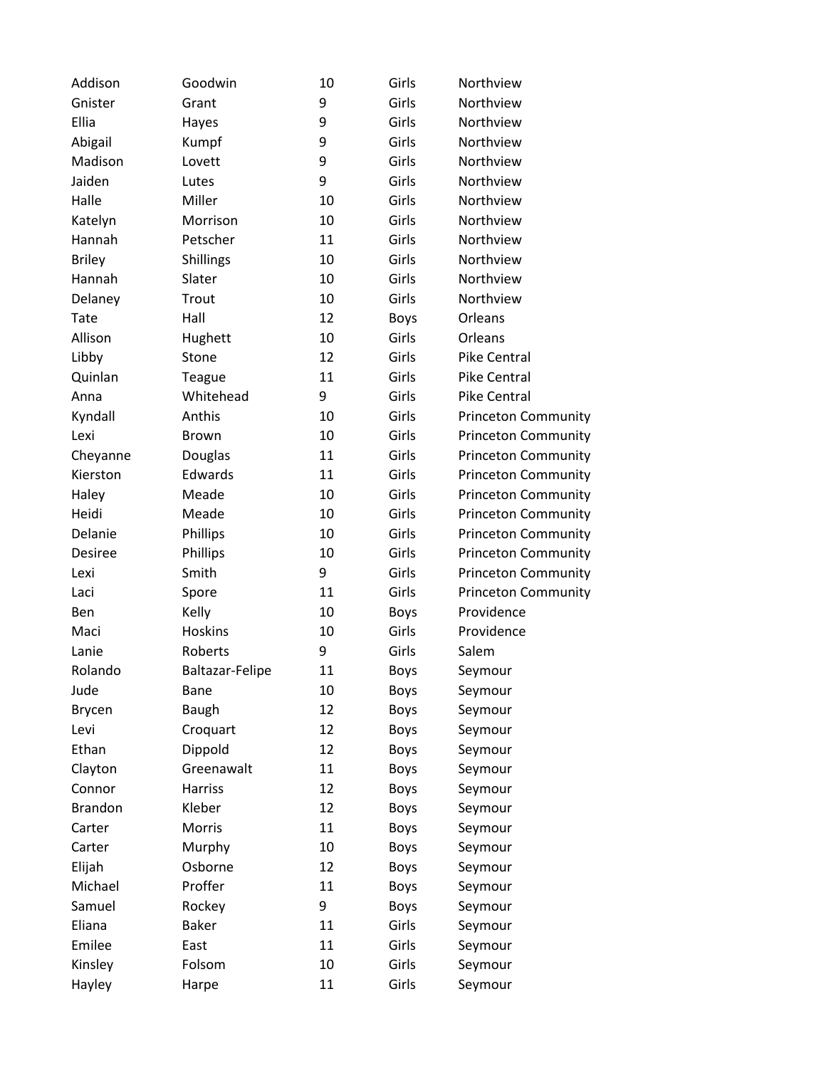| | | | | |
|---|---|---|---|---|
| Addison | Goodwin | 10 | Girls | Northview |
| Gnister | Grant | 9 | Girls | Northview |
| Ellia | Hayes | 9 | Girls | Northview |
| Abigail | Kumpf | 9 | Girls | Northview |
| Madison | Lovett | 9 | Girls | Northview |
| Jaiden | Lutes | 9 | Girls | Northview |
| Halle | Miller | 10 | Girls | Northview |
| Katelyn | Morrison | 10 | Girls | Northview |
| Hannah | Petscher | 11 | Girls | Northview |
| Briley | Shillings | 10 | Girls | Northview |
| Hannah | Slater | 10 | Girls | Northview |
| Delaney | Trout | 10 | Girls | Northview |
| Tate | Hall | 12 | Boys | Orleans |
| Allison | Hughett | 10 | Girls | Orleans |
| Libby | Stone | 12 | Girls | Pike Central |
| Quinlan | Teague | 11 | Girls | Pike Central |
| Anna | Whitehead | 9 | Girls | Pike Central |
| Kyndall | Anthis | 10 | Girls | Princeton Community |
| Lexi | Brown | 10 | Girls | Princeton Community |
| Cheyanne | Douglas | 11 | Girls | Princeton Community |
| Kierston | Edwards | 11 | Girls | Princeton Community |
| Haley | Meade | 10 | Girls | Princeton Community |
| Heidi | Meade | 10 | Girls | Princeton Community |
| Delanie | Phillips | 10 | Girls | Princeton Community |
| Desiree | Phillips | 10 | Girls | Princeton Community |
| Lexi | Smith | 9 | Girls | Princeton Community |
| Laci | Spore | 11 | Girls | Princeton Community |
| Ben | Kelly | 10 | Boys | Providence |
| Maci | Hoskins | 10 | Girls | Providence |
| Lanie | Roberts | 9 | Girls | Salem |
| Rolando | Baltazar-Felipe | 11 | Boys | Seymour |
| Jude | Bane | 10 | Boys | Seymour |
| Brycen | Baugh | 12 | Boys | Seymour |
| Levi | Croquart | 12 | Boys | Seymour |
| Ethan | Dippold | 12 | Boys | Seymour |
| Clayton | Greenawalt | 11 | Boys | Seymour |
| Connor | Harriss | 12 | Boys | Seymour |
| Brandon | Kleber | 12 | Boys | Seymour |
| Carter | Morris | 11 | Boys | Seymour |
| Carter | Murphy | 10 | Boys | Seymour |
| Elijah | Osborne | 12 | Boys | Seymour |
| Michael | Proffer | 11 | Boys | Seymour |
| Samuel | Rockey | 9 | Boys | Seymour |
| Eliana | Baker | 11 | Girls | Seymour |
| Emilee | East | 11 | Girls | Seymour |
| Kinsley | Folsom | 10 | Girls | Seymour |
| Hayley | Harpe | 11 | Girls | Seymour |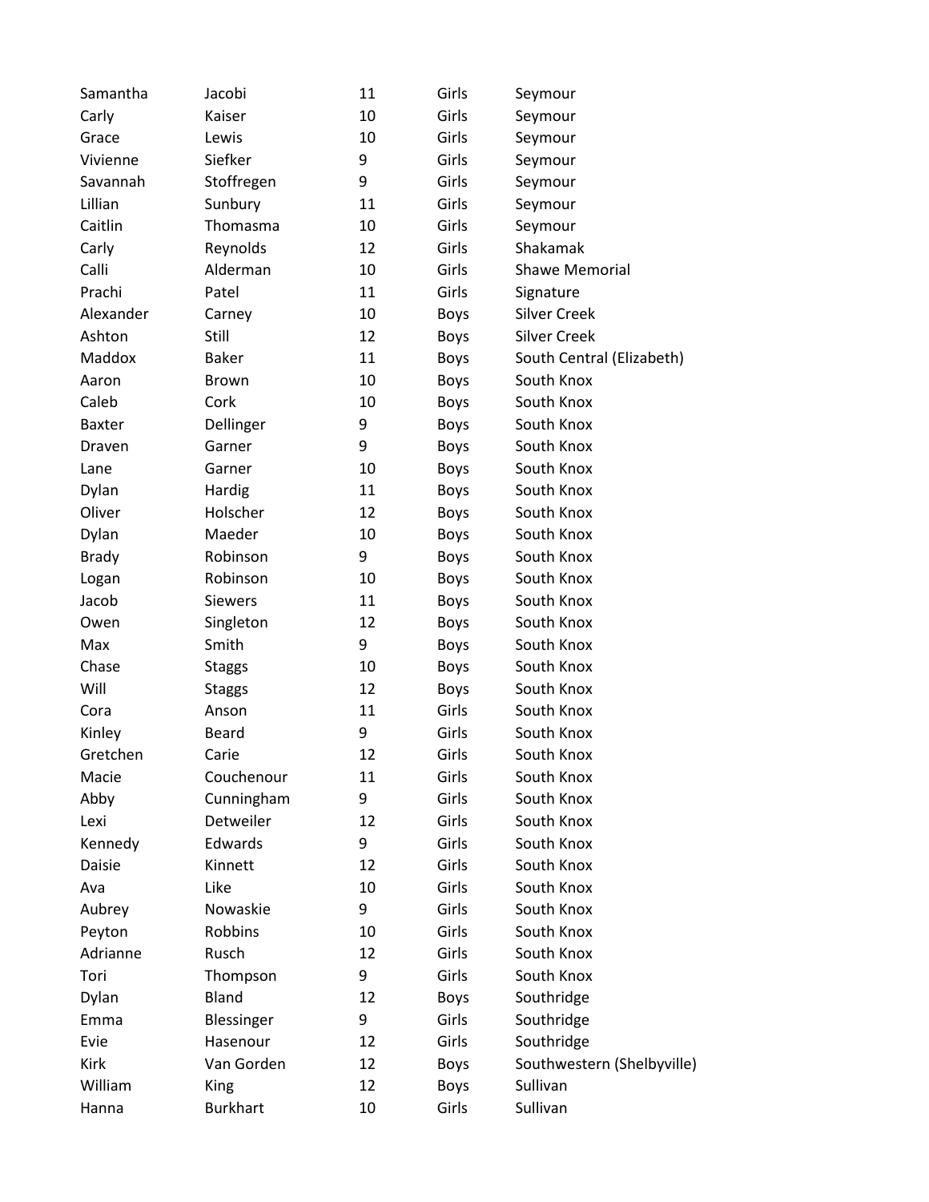| | | | | |
|---|---|---|---|---|
| Samantha | Jacobi | 11 | Girls | Seymour |
| Carly | Kaiser | 10 | Girls | Seymour |
| Grace | Lewis | 10 | Girls | Seymour |
| Vivienne | Siefker | 9 | Girls | Seymour |
| Savannah | Stoffregen | 9 | Girls | Seymour |
| Lillian | Sunbury | 11 | Girls | Seymour |
| Caitlin | Thomasma | 10 | Girls | Seymour |
| Carly | Reynolds | 12 | Girls | Shakamak |
| Calli | Alderman | 10 | Girls | Shawe Memorial |
| Prachi | Patel | 11 | Girls | Signature |
| Alexander | Carney | 10 | Boys | Silver Creek |
| Ashton | Still | 12 | Boys | Silver Creek |
| Maddox | Baker | 11 | Boys | South Central (Elizabeth) |
| Aaron | Brown | 10 | Boys | South Knox |
| Caleb | Cork | 10 | Boys | South Knox |
| Baxter | Dellinger | 9 | Boys | South Knox |
| Draven | Garner | 9 | Boys | South Knox |
| Lane | Garner | 10 | Boys | South Knox |
| Dylan | Hardig | 11 | Boys | South Knox |
| Oliver | Holscher | 12 | Boys | South Knox |
| Dylan | Maeder | 10 | Boys | South Knox |
| Brady | Robinson | 9 | Boys | South Knox |
| Logan | Robinson | 10 | Boys | South Knox |
| Jacob | Siewers | 11 | Boys | South Knox |
| Owen | Singleton | 12 | Boys | South Knox |
| Max | Smith | 9 | Boys | South Knox |
| Chase | Staggs | 10 | Boys | South Knox |
| Will | Staggs | 12 | Boys | South Knox |
| Cora | Anson | 11 | Girls | South Knox |
| Kinley | Beard | 9 | Girls | South Knox |
| Gretchen | Carie | 12 | Girls | South Knox |
| Macie | Couchenour | 11 | Girls | South Knox |
| Abby | Cunningham | 9 | Girls | South Knox |
| Lexi | Detweiler | 12 | Girls | South Knox |
| Kennedy | Edwards | 9 | Girls | South Knox |
| Daisie | Kinnett | 12 | Girls | South Knox |
| Ava | Like | 10 | Girls | South Knox |
| Aubrey | Nowaskie | 9 | Girls | South Knox |
| Peyton | Robbins | 10 | Girls | South Knox |
| Adrianne | Rusch | 12 | Girls | South Knox |
| Tori | Thompson | 9 | Girls | South Knox |
| Dylan | Bland | 12 | Boys | Southridge |
| Emma | Blessinger | 9 | Girls | Southridge |
| Evie | Hasenour | 12 | Girls | Southridge |
| Kirk | Van Gorden | 12 | Boys | Southwestern (Shelbyville) |
| William | King | 12 | Boys | Sullivan |
| Hanna | Burkhart | 10 | Girls | Sullivan |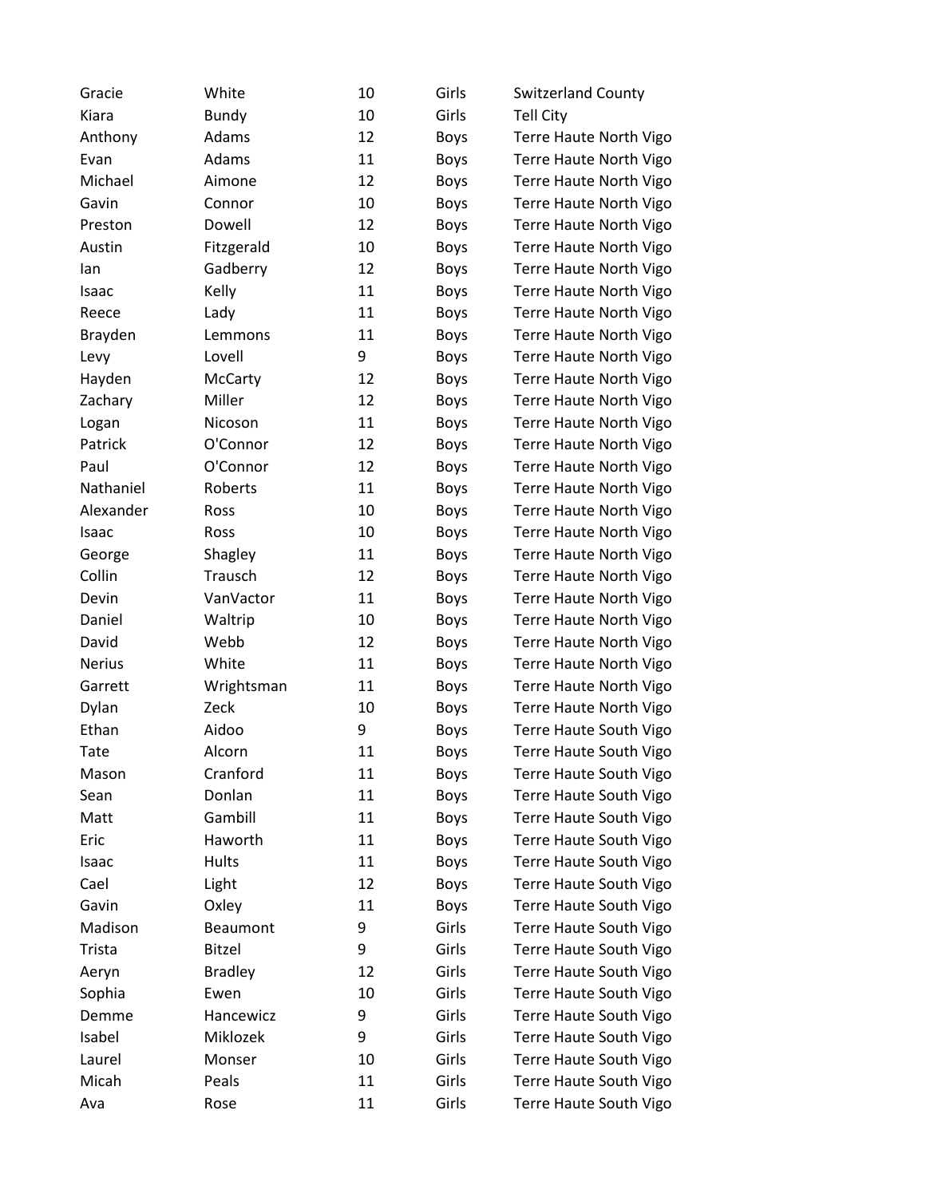| | | | | |
|---|---|---|---|---|
| Gracie | White | 10 | Girls | Switzerland County |
| Kiara | Bundy | 10 | Girls | Tell City |
| Anthony | Adams | 12 | Boys | Terre Haute North Vigo |
| Evan | Adams | 11 | Boys | Terre Haute North Vigo |
| Michael | Aimone | 12 | Boys | Terre Haute North Vigo |
| Gavin | Connor | 10 | Boys | Terre Haute North Vigo |
| Preston | Dowell | 12 | Boys | Terre Haute North Vigo |
| Austin | Fitzgerald | 10 | Boys | Terre Haute North Vigo |
| Ian | Gadberry | 12 | Boys | Terre Haute North Vigo |
| Isaac | Kelly | 11 | Boys | Terre Haute North Vigo |
| Reece | Lady | 11 | Boys | Terre Haute North Vigo |
| Brayden | Lemmons | 11 | Boys | Terre Haute North Vigo |
| Levy | Lovell | 9 | Boys | Terre Haute North Vigo |
| Hayden | McCarty | 12 | Boys | Terre Haute North Vigo |
| Zachary | Miller | 12 | Boys | Terre Haute North Vigo |
| Logan | Nicoson | 11 | Boys | Terre Haute North Vigo |
| Patrick | O'Connor | 12 | Boys | Terre Haute North Vigo |
| Paul | O'Connor | 12 | Boys | Terre Haute North Vigo |
| Nathaniel | Roberts | 11 | Boys | Terre Haute North Vigo |
| Alexander | Ross | 10 | Boys | Terre Haute North Vigo |
| Isaac | Ross | 10 | Boys | Terre Haute North Vigo |
| George | Shagley | 11 | Boys | Terre Haute North Vigo |
| Collin | Trausch | 12 | Boys | Terre Haute North Vigo |
| Devin | VanVactor | 11 | Boys | Terre Haute North Vigo |
| Daniel | Waltrip | 10 | Boys | Terre Haute North Vigo |
| David | Webb | 12 | Boys | Terre Haute North Vigo |
| Nerius | White | 11 | Boys | Terre Haute North Vigo |
| Garrett | Wrightsman | 11 | Boys | Terre Haute North Vigo |
| Dylan | Zeck | 10 | Boys | Terre Haute North Vigo |
| Ethan | Aidoo | 9 | Boys | Terre Haute South Vigo |
| Tate | Alcorn | 11 | Boys | Terre Haute South Vigo |
| Mason | Cranford | 11 | Boys | Terre Haute South Vigo |
| Sean | Donlan | 11 | Boys | Terre Haute South Vigo |
| Matt | Gambill | 11 | Boys | Terre Haute South Vigo |
| Eric | Haworth | 11 | Boys | Terre Haute South Vigo |
| Isaac | Hults | 11 | Boys | Terre Haute South Vigo |
| Cael | Light | 12 | Boys | Terre Haute South Vigo |
| Gavin | Oxley | 11 | Boys | Terre Haute South Vigo |
| Madison | Beaumont | 9 | Girls | Terre Haute South Vigo |
| Trista | Bitzel | 9 | Girls | Terre Haute South Vigo |
| Aeryn | Bradley | 12 | Girls | Terre Haute South Vigo |
| Sophia | Ewen | 10 | Girls | Terre Haute South Vigo |
| Demme | Hancewicz | 9 | Girls | Terre Haute South Vigo |
| Isabel | Miklozek | 9 | Girls | Terre Haute South Vigo |
| Laurel | Monser | 10 | Girls | Terre Haute South Vigo |
| Micah | Peals | 11 | Girls | Terre Haute South Vigo |
| Ava | Rose | 11 | Girls | Terre Haute South Vigo |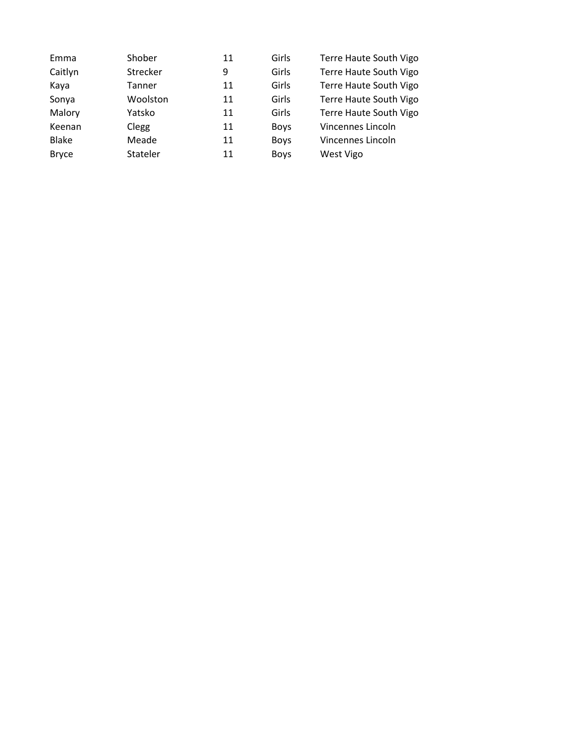| | | | | |
|---|---|---|---|---|
| Emma | Shober | 11 | Girls | Terre Haute South Vigo |
| Caitlyn | Strecker | 9 | Girls | Terre Haute South Vigo |
| Kaya | Tanner | 11 | Girls | Terre Haute South Vigo |
| Sonya | Woolston | 11 | Girls | Terre Haute South Vigo |
| Malory | Yatsko | 11 | Girls | Terre Haute South Vigo |
| Keenan | Clegg | 11 | Boys | Vincennes Lincoln |
| Blake | Meade | 11 | Boys | Vincennes Lincoln |
| Bryce | Stateler | 11 | Boys | West Vigo |